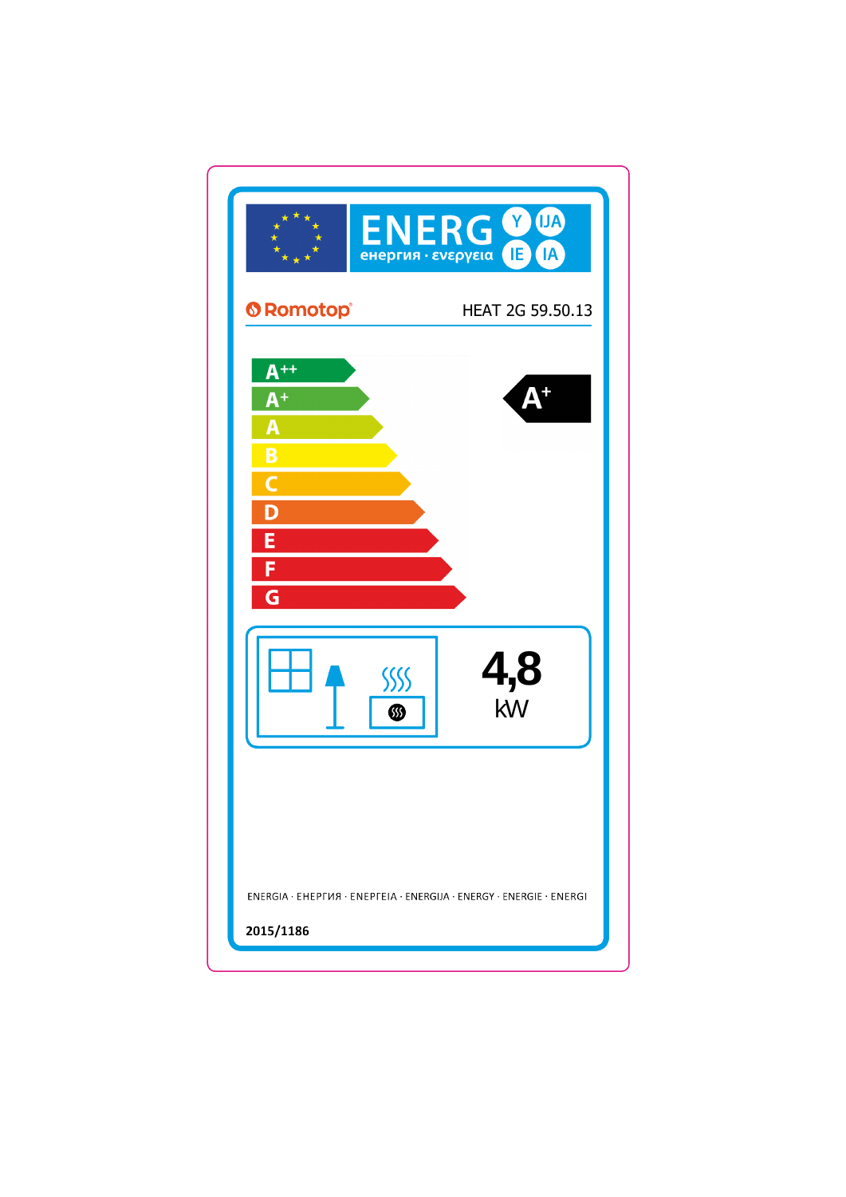ENERG енергия · ενεργεια Y IJA IE IA

Romotop

HEAT 2G 59.50.13

- A++
- A+
- A
- B
- C
- D
- E
- F
- G

A+

4,8 kW

ENERGIA · ЕНЕРГИЯ · ΕΝΕΡΓΕΙΑ · ENERGIJA · ENERGY · ENERGIE · ENERGI

2015/1186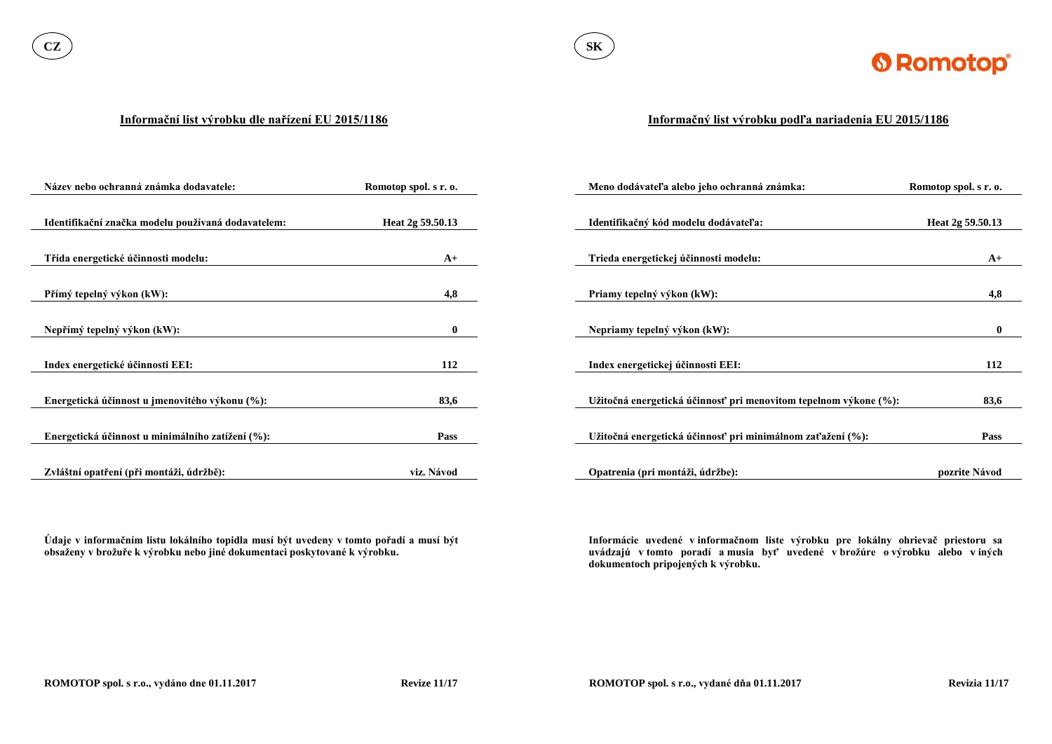CZ

## Informační list výrobku dle nařízení EU 2015/1186

| | |
|---|---|
| **Název nebo ochranná známka dodavatele:** | **Romotop spol. s r. o.** |
| **Identifikační značka modelu používaná dodavatelem:** | **Heat 2g 59.50.13** |
| **Třída energetické účinnosti modelu:** | **A+** |
| **Přímý tepelný výkon (kW):** | **4,8** |
| **Nepřímý tepelný výkon (kW):** | **0** |
| **Index energetické účinnosti EEI:** | **112** |
| **Energetická účinnost u jmenovitého výkonu (%):** | **83,6** |
| **Energetická účinnost u minimálního zatížení (%):** | **Pass** |
| **Zvláštní opatření (při montáži, údržbě):** | **viz. Návod** |

**Údaje v informačním listu lokálního topidla musí být uvedeny v tomto pořadí a musí být obsaženy v brožuře k výrobku nebo jiné dokumentaci poskytované k výrobku.**

**ROMOTOP spol. s r.o., vydáno dne 01.11.2017** **Revize 11/17**

SK

## Informačný list výrobku podľa nariadenia EU 2015/1186

| | |
|---|---|
| **Meno dodávateľa alebo jeho ochranná známka:** | **Romotop spol. s r. o.** |
| **Identifikačný kód modelu dodávateľa:** | **Heat 2g 59.50.13** |
| **Trieda energetickej účinnosti modelu:** | **A+** |
| **Priamy tepelný výkon (kW):** | **4,8** |
| **Nepriamy tepelný výkon (kW):** | **0** |
| **Index energetickej účinnosti EEI:** | **112** |
| **Užitočná energetická účinnosť pri menovitom tepelnom výkone (%):** | **83,6** |
| **Užitočná energetická účinnosť pri minimálnom zaťažení (%):** | **Pass** |
| **Opatrenia (pri montáži, údržbe):** | **pozrite Návod** |

**Informácie uvedené v informačnom liste výrobku pre lokálny ohrievač priestoru sa uvádzajú v tomto poradí a musia byť uvedené v brožúre o výrobku alebo v iných dokumentoch pripojených k výrobku.**

**ROMOTOP spol. s r.o., vydané dňa 01.11.2017** **Revizia 11/17**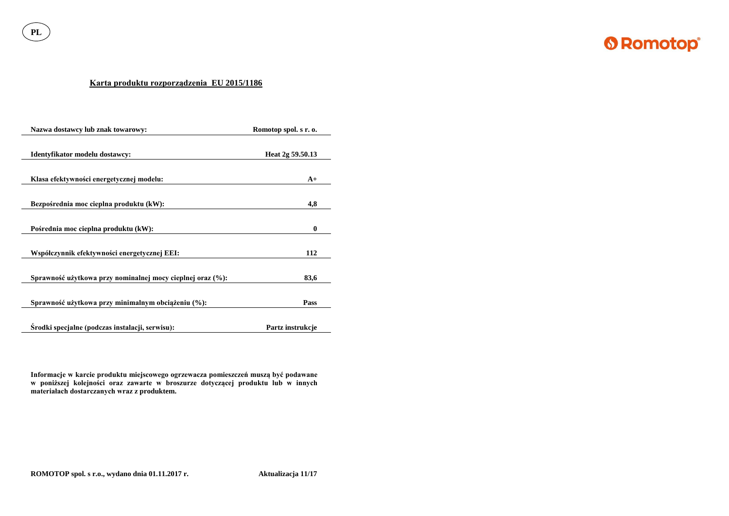PL

**Romotop**

## Karta produktu rozporządzenia  EU 2015/1186

| | |
|---|---|
| **Nazwa dostawcy lub znak towarowy:** | **Romotop spol. s r. o.** |
| **Identyfikator modelu dostawcy:** | **Heat 2g 59.50.13** |
| **Klasa efektywności energetycznej modelu:** | **A+** |
| **Bezpośrednia moc cieplna produktu (kW):** | **4,8** |
| **Pośrednia moc cieplna produktu (kW):** | **0** |
| **Współczynnik efektywności energetycznej EEI:** | **112** |
| **Sprawność użytkowa przy nominalnej mocy cieplnej oraz (%):** | **83,6** |
| **Sprawność użytkowa przy minimalnym obciążeniu (%):** | **Pass** |
| **Środki specjalne (podczas instalacji, serwisu):** | **Partz instrukcje** |

**Informacje w karcie produktu miejscowego ogrzewacza pomieszczeń muszą być podawane w poniższej kolejności oraz zawarte w broszurze dotyczącej produktu lub w innych materiałach dostarczanych wraz z produktem.**

**ROMOTOP spol. s r.o., wydano dnia 01.11.2017 r.** **Aktualizacja 11/17**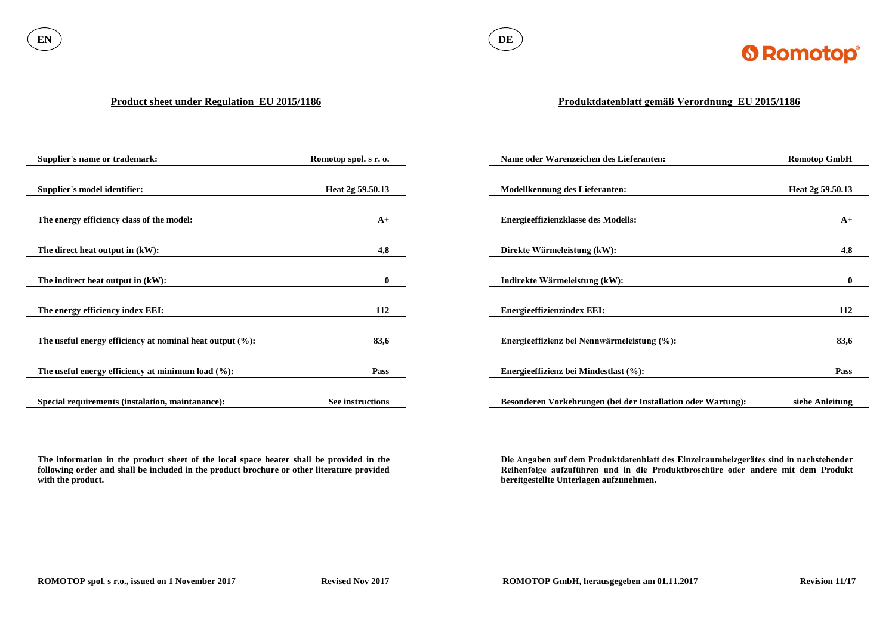EN

## Product sheet under Regulation EU 2015/1186

| | |
|---|---|
| **Supplier's name or trademark:** | **Romotop spol. s r. o.** |
| **Supplier's model identifier:** | **Heat 2g 59.50.13** |
| **The energy efficiency class of the model:** | **A+** |
| **The direct heat output in (kW):** | **4,8** |
| **The indirect heat output in (kW):** | **0** |
| **The energy efficiency index EEI:** | **112** |
| **The useful energy efficiency at nominal heat output (%):** | **83,6** |
| **The useful energy efficiency at minimum load (%):** | **Pass** |
| **Special requirements (instalation, maintanance):** | **See instructions** |

**The information in the product sheet of the local space heater shall be provided in the following order and shall be included in the product brochure or other literature provided with the product.**

**ROMOTOP spol. s r.o., issued on 1 November 2017** **Revised Nov 2017**

DE

## Produktdatenblatt gemäß Verordnung EU 2015/1186

| | |
|---|---|
| **Name oder Warenzeichen des Lieferanten:** | **Romotop GmbH** |
| **Modellkennung des Lieferanten:** | **Heat 2g 59.50.13** |
| **Energieeffizienzklasse des Modells:** | **A+** |
| **Direkte Wärmeleistung (kW):** | **4,8** |
| **Indirekte Wärmeleistung (kW):** | **0** |
| **Energieeffizienzindex EEI:** | **112** |
| **Energieeffizienz bei Nennwärmeleistung (%):** | **83,6** |
| **Energieeffizienz bei Mindestlast (%):** | **Pass** |
| **Besonderen Vorkehrungen (bei der Installation oder Wartung):** | **siehe Anleitung** |

**Die Angaben auf dem Produktdatenblatt des Einzelraumheizgerätes sind in nachstehender Reihenfolge aufzuführen und in die Produktbroschüre oder andere mit dem Produkt bereitgestellte Unterlagen aufzunehmen.**

**ROMOTOP GmbH, herausgegeben am 01.11.2017** **Revision 11/17**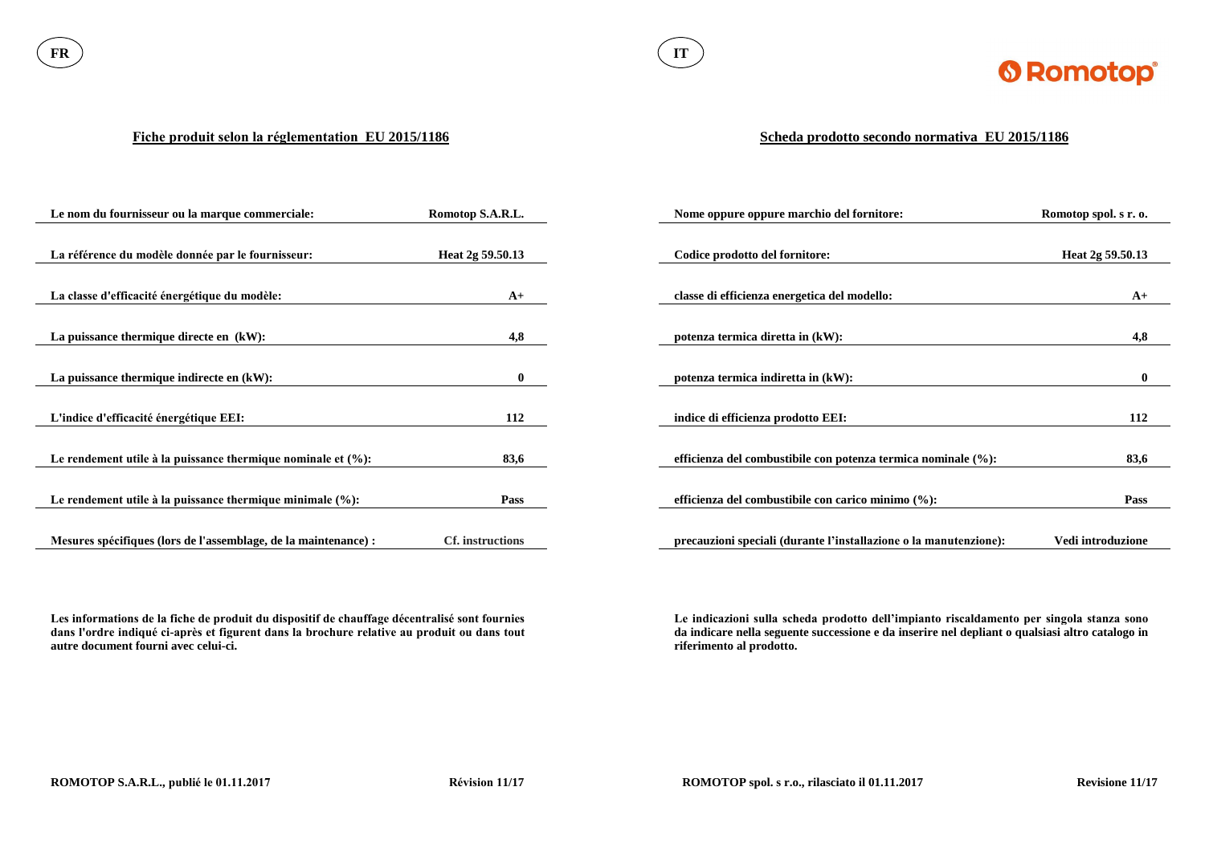FR

## Fiche produit selon la réglementation EU 2015/1186

| | |
|---|---|
| **Le nom du fournisseur ou la marque commerciale:** | **Romotop S.A.R.L.** |
| **La référence du modèle donnée par le fournisseur:** | **Heat 2g 59.50.13** |
| **La classe d'efficacité énergétique du modèle:** | **A+** |
| **La puissance thermique directe en (kW):** | **4,8** |
| **La puissance thermique indirecte en (kW):** | **0** |
| **L'indice d'efficacité énergétique EEI:** | **112** |
| **Le rendement utile à la puissance thermique nominale et (%):** | **83,6** |
| **Le rendement utile à la puissance thermique minimale (%):** | **Pass** |
| **Mesures spécifiques (lors de l'assemblage, de la maintenance) :** | **Cf. instructions** |

**Les informations de la fiche de produit du dispositif de chauffage décentralisé sont fournies dans l'ordre indiqué ci-après et figurent dans la brochure relative au produit ou dans tout autre document fourni avec celui-ci.**

**ROMOTOP S.A.R.L., publié le 01.11.2017** **Révision 11/17**

IT

Romotop®

## Scheda prodotto secondo normativa EU 2015/1186

| | |
|---|---|
| **Nome oppure oppure marchio del fornitore:** | **Romotop spol. s r. o.** |
| **Codice prodotto del fornitore:** | **Heat 2g 59.50.13** |
| **classe di efficienza energetica del modello:** | **A+** |
| **potenza termica diretta in (kW):** | **4,8** |
| **potenza termica indiretta in (kW):** | **0** |
| **indice di efficienza prodotto EEI:** | **112** |
| **efficienza del combustibile con potenza termica nominale (%):** | **83,6** |
| **efficienza del combustibile con carico minimo (%):** | **Pass** |
| **precauzioni speciali (durante l'installazione o la manutenzione):** | **Vedi introduzione** |

**Le indicazioni sulla scheda prodotto dell'impianto riscaldamento per singola stanza sono da indicare nella seguente successione e da inserire nel depliant o qualsiasi altro catalogo in riferimento al prodotto.**

**ROMOTOP spol. s r.o., rilasciato il 01.11.2017** **Revisione 11/17**